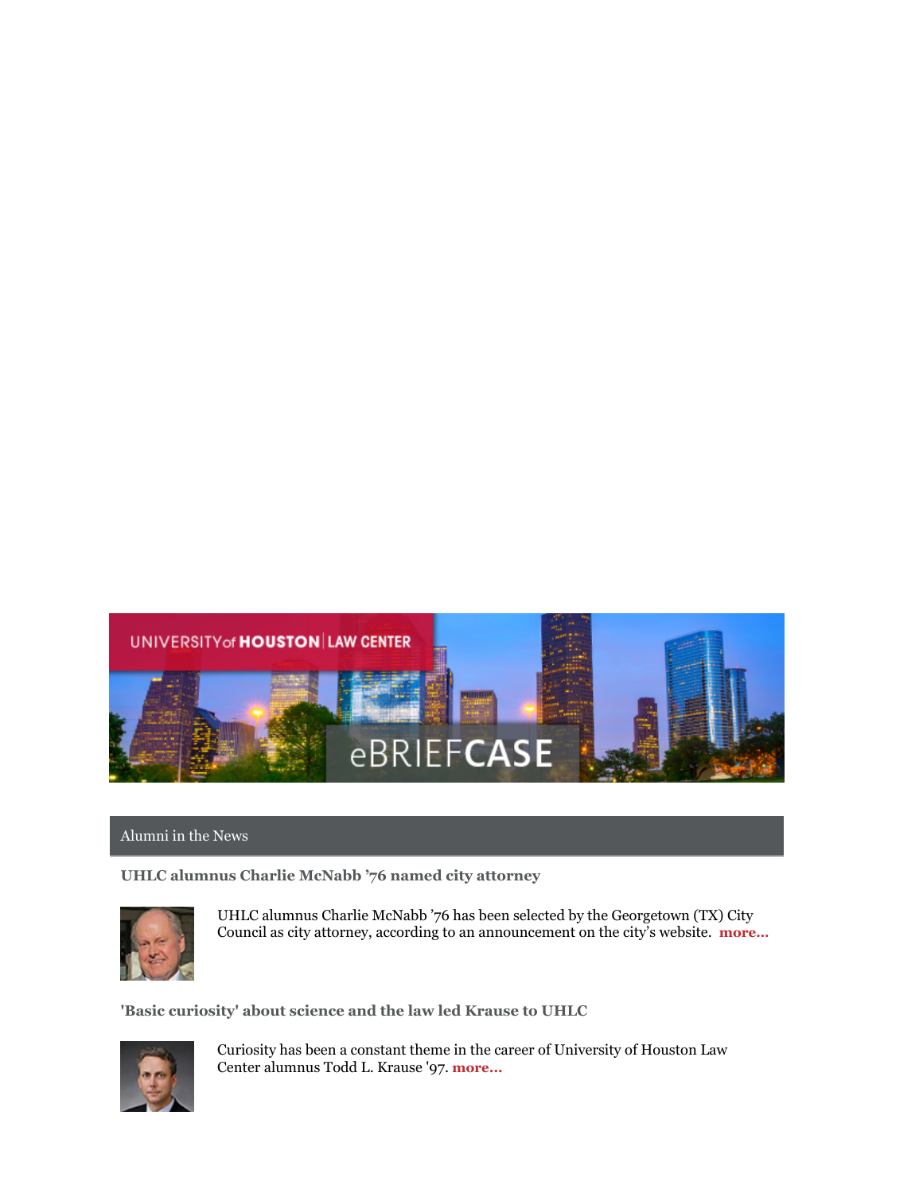UNIVERSITY of HOUSTON | LAW CENTER

eBRIEFCASE

## Alumni in the News

### UHLC alumnus Charlie McNabb ’76 named city attorney

UHLC alumnus Charlie McNabb ’76 has been selected by the Georgetown (TX) City Council as city attorney, according to an announcement on the city’s website. **more...**

### 'Basic curiosity' about science and the law led Krause to UHLC

Curiosity has been a constant theme in the career of University of Houston Law Center alumnus Todd L. Krause '97. **more...**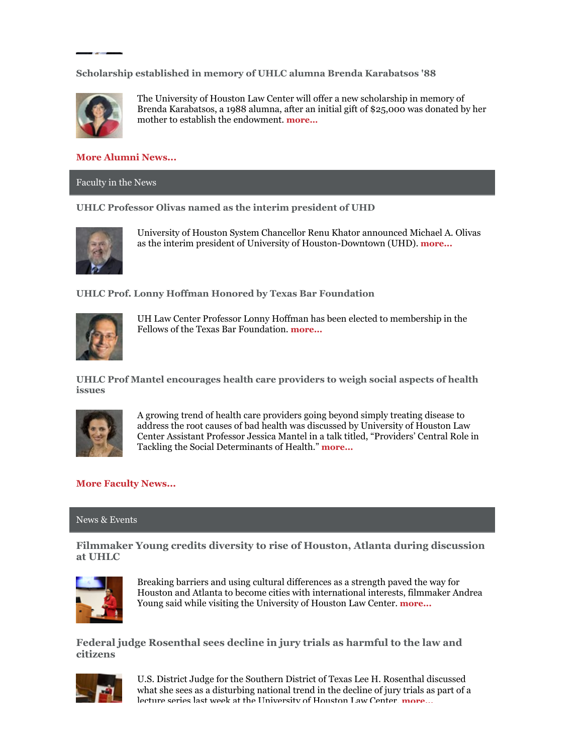### Scholarship established in memory of UHLC alumna Brenda Karabatsos '88

The University of Houston Law Center will offer a new scholarship in memory of Brenda Karabatsos, a 1988 alumna, after an initial gift of $25,000 was donated by her mother to establish the endowment. **more...**

**More Alumni News...**

## Faculty in the News

### UHLC Professor Olivas named as the interim president of UHD

University of Houston System Chancellor Renu Khator announced Michael A. Olivas as the interim president of University of Houston-Downtown (UHD). **more...**

### UHLC Prof. Lonny Hoffman Honored by Texas Bar Foundation

UH Law Center Professor Lonny Hoffman has been elected to membership in the Fellows of the Texas Bar Foundation. **more...**

### UHLC Prof Mantel encourages health care providers to weigh social aspects of health issues

A growing trend of health care providers going beyond simply treating disease to address the root causes of bad health was discussed by University of Houston Law Center Assistant Professor Jessica Mantel in a talk titled, "Providers' Central Role in Tackling the Social Determinants of Health." **more...**

**More Faculty News...**

## News & Events

### Filmmaker Young credits diversity to rise of Houston, Atlanta during discussion at UHLC

Breaking barriers and using cultural differences as a strength paved the way for Houston and Atlanta to become cities with international interests, filmmaker Andrea Young said while visiting the University of Houston Law Center. **more...**

### Federal judge Rosenthal sees decline in jury trials as harmful to the law and citizens

U.S. District Judge for the Southern District of Texas Lee H. Rosenthal discussed what she sees as a disturbing national trend in the decline of jury trials as part of a lecture series last week at the University of Houston Law Center. **more...**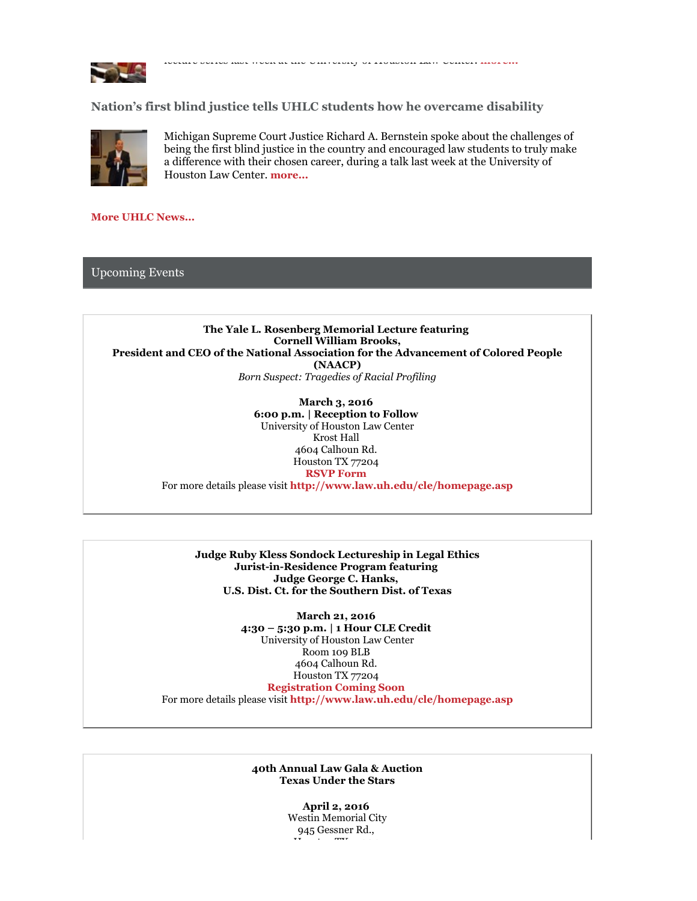lecture series last week at the University of Houston Law Center. **more...**

### Nation's first blind justice tells UHLC students how he overcame disability

Michigan Supreme Court Justice Richard A. Bernstein spoke about the challenges of being the first blind justice in the country and encouraged law students to truly make a difference with their chosen career, during a talk last week at the University of Houston Law Center. **more...**

**More UHLC News...**

## Upcoming Events

**The Yale L. Rosenberg Memorial Lecture featuring**
**Cornell William Brooks,**
**President and CEO of the National Association for the Advancement of Colored People (NAACP)**
*Born Suspect: Tragedies of Racial Profiling*

**March 3, 2016**
**6:00 p.m. | Reception to Follow**
University of Houston Law Center
Krost Hall
4604 Calhoun Rd.
Houston TX 77204
**RSVP Form**
For more details please visit **http://www.law.uh.edu/cle/homepage.asp**

**Judge Ruby Kless Sondock Lectureship in Legal Ethics**
**Jurist-in-Residence Program featuring**
**Judge George C. Hanks,**
**U.S. Dist. Ct. for the Southern Dist. of Texas**

**March 21, 2016**
**4:30 – 5:30 p.m. | 1 Hour CLE Credit**
University of Houston Law Center
Room 109 BLB
4604 Calhoun Rd.
Houston TX 77204
**Registration Coming Soon**
For more details please visit **http://www.law.uh.edu/cle/homepage.asp**

**40th Annual Law Gala & Auction**
**Texas Under the Stars**

**April 2, 2016**
Westin Memorial City
945 Gessner Rd.,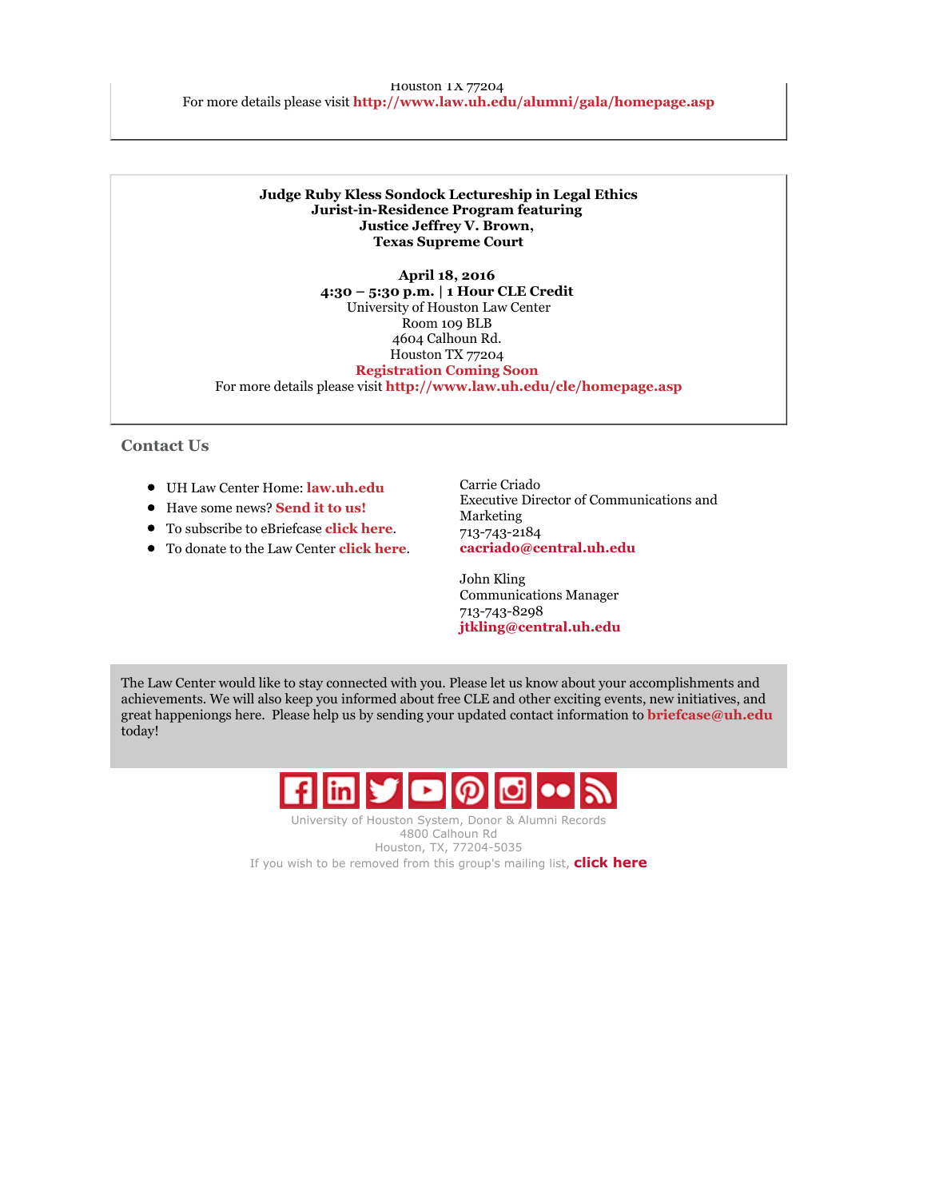Houston TX 77204
For more details please visit **http://www.law.uh.edu/alumni/gala/homepage.asp**

**Judge Ruby Kless Sondock Lectureship in Legal Ethics**
**Jurist-in-Residence Program featuring**
**Justice Jeffrey V. Brown,**
**Texas Supreme Court**

**April 18, 2016**
**4:30 – 5:30 p.m. | 1 Hour CLE Credit**
University of Houston Law Center
Room 109 BLB
4604 Calhoun Rd.
Houston TX 77204
**Registration Coming Soon**
For more details please visit **http://www.law.uh.edu/cle/homepage.asp**

## Contact Us

- UH Law Center Home: **law.uh.edu**
- Have some news? **Send it to us!**
- To subscribe to eBriefcase **click here**.
- To donate to the Law Center **click here**.

Carrie Criado
Executive Director of Communications and Marketing
713-743-2184
**cacriado@central.uh.edu**

John Kling
Communications Manager
713-743-8298
**jtkling@central.uh.edu**

The Law Center would like to stay connected with you. Please let us know about your accomplishments and achievements. We will also keep you informed about free CLE and other exciting events, new initiatives, and great happeniongs here. Please help us by sending your updated contact information to **briefcase@uh.edu** today!

University of Houston System, Donor & Alumni Records
4800 Calhoun Rd
Houston, TX, 77204-5035
If you wish to be removed from this group's mailing list, **click here**